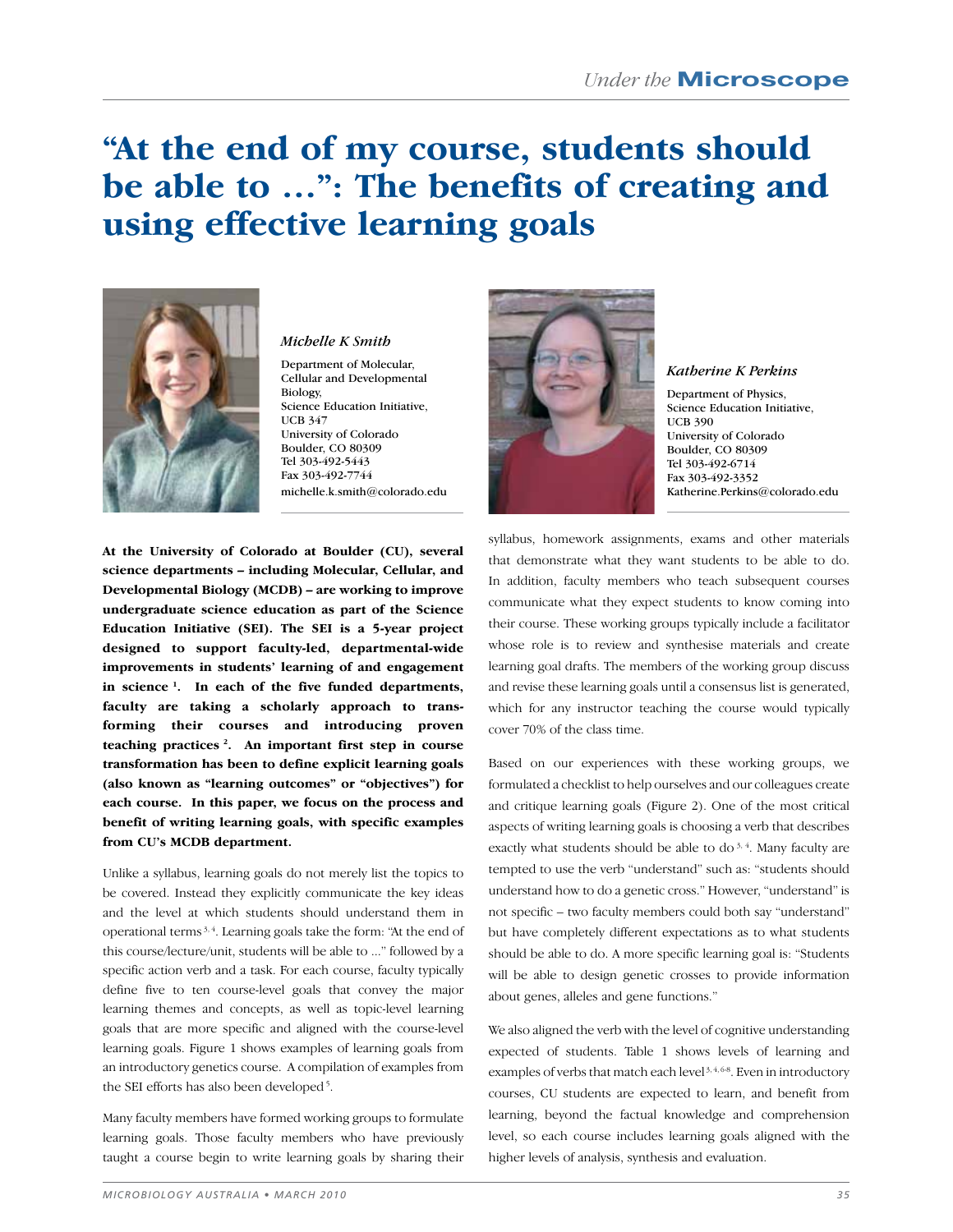# "At the end of my course, students should be able to ...": The benefits of creating and using effective learning goals

*Michelle K Smith*

Department of Molecular, Cellular and Developmental Biology,
Science Education Initiative,
UCB 347
University of Colorado
Boulder, CO 80309
Tel 303-492-5443
Fax 303-492-7744
michelle.k.smith@colorado.edu

*Katherine K Perkins*

Department of Physics,
Science Education Initiative,
UCB 390
University of Colorado
Boulder, CO 80309
Tel 303-492-6714
Fax 303-492-3352
Katherine.Perkins@colorado.edu

**At the University of Colorado at Boulder (CU), several science departments – including Molecular, Cellular, and Developmental Biology (MCDB) – are working to improve undergraduate science education as part of the Science Education Initiative (SEI). The SEI is a 5-year project designed to support faculty-led, departmental-wide improvements in students' learning of and engagement in science [1]. In each of the five funded departments, faculty are taking a scholarly approach to transforming their courses and introducing proven teaching practices [2]. An important first step in course transformation has been to define explicit learning goals (also known as "learning outcomes" or "objectives") for each course. In this paper, we focus on the process and benefit of writing learning goals, with specific examples from CU's MCDB department.**

Unlike a syllabus, learning goals do not merely list the topics to be covered. Instead they explicitly communicate the key ideas and the level at which students should understand them in operational terms [3, 4]. Learning goals take the form: "At the end of this course/lecture/unit, students will be able to ..." followed by a specific action verb and a task. For each course, faculty typically define five to ten course-level goals that convey the major learning themes and concepts, as well as topic-level learning goals that are more specific and aligned with the course-level learning goals. Figure 1 shows examples of learning goals from an introductory genetics course. A compilation of examples from the SEI efforts has also been developed [5].

Many faculty members have formed working groups to formulate learning goals. Those faculty members who have previously taught a course begin to write learning goals by sharing their syllabus, homework assignments, exams and other materials that demonstrate what they want students to be able to do. In addition, faculty members who teach subsequent courses communicate what they expect students to know coming into their course. These working groups typically include a facilitator whose role is to review and synthesise materials and create learning goal drafts. The members of the working group discuss and revise these learning goals until a consensus list is generated, which for any instructor teaching the course would typically cover 70% of the class time.

Based on our experiences with these working groups, we formulated a checklist to help ourselves and our colleagues create and critique learning goals (Figure 2). One of the most critical aspects of writing learning goals is choosing a verb that describes exactly what students should be able to do [3, 4]. Many faculty are tempted to use the verb "understand" such as: "students should understand how to do a genetic cross." However, "understand" is not specific – two faculty members could both say "understand" but have completely different expectations as to what students should be able to do. A more specific learning goal is: "Students will be able to design genetic crosses to provide information about genes, alleles and gene functions."

We also aligned the verb with the level of cognitive understanding expected of students. Table 1 shows levels of learning and examples of verbs that match each level [3, 4, 6-8]. Even in introductory courses, CU students are expected to learn, and benefit from learning, beyond the factual knowledge and comprehension level, so each course includes learning goals aligned with the higher levels of analysis, synthesis and evaluation.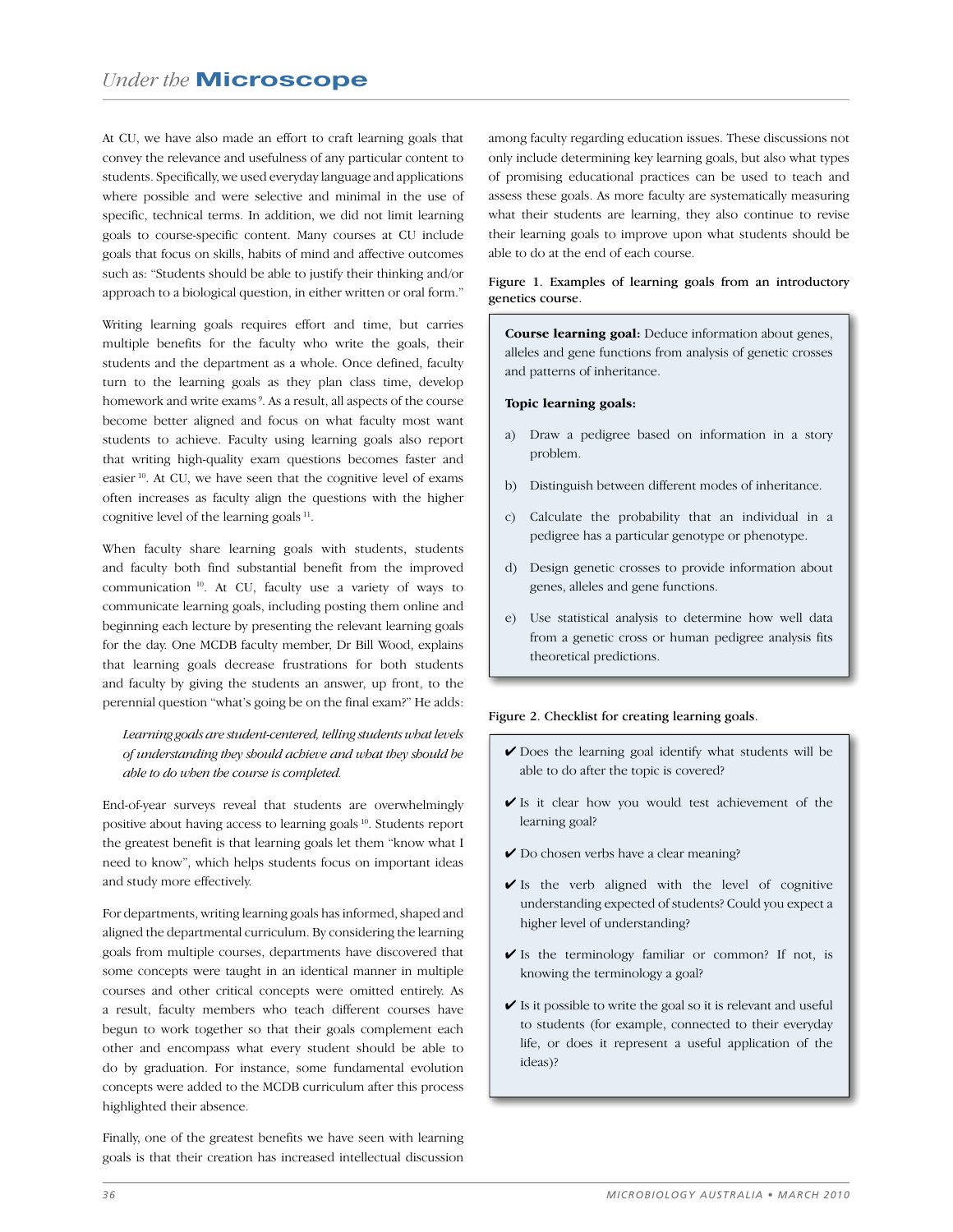At CU, we have also made an effort to craft learning goals that convey the relevance and usefulness of any particular content to students. Specifically, we used everyday language and applications where possible and were selective and minimal in the use of specific, technical terms. In addition, we did not limit learning goals to course-specific content. Many courses at CU include goals that focus on skills, habits of mind and affective outcomes such as: "Students should be able to justify their thinking and/or approach to a biological question, in either written or oral form."

Writing learning goals requires effort and time, but carries multiple benefits for the faculty who write the goals, their students and the department as a whole. Once defined, faculty turn to the learning goals as they plan class time, develop homework and write exams [9]. As a result, all aspects of the course become better aligned and focus on what faculty most want students to achieve. Faculty using learning goals also report that writing high-quality exam questions becomes faster and easier [10]. At CU, we have seen that the cognitive level of exams often increases as faculty align the questions with the higher cognitive level of the learning goals [11].

When faculty share learning goals with students, students and faculty both find substantial benefit from the improved communication [10]. At CU, faculty use a variety of ways to communicate learning goals, including posting them online and beginning each lecture by presenting the relevant learning goals for the day. One MCDB faculty member, Dr Bill Wood, explains that learning goals decrease frustrations for both students and faculty by giving the students an answer, up front, to the perennial question "what's going be on the final exam?" He adds:

> *Learning goals are student-centered, telling students what levels of understanding they should achieve and what they should be able to do when the course is completed.*

End-of-year surveys reveal that students are overwhelmingly positive about having access to learning goals [10]. Students report the greatest benefit is that learning goals let them "know what I need to know", which helps students focus on important ideas and study more effectively.

For departments, writing learning goals has informed, shaped and aligned the departmental curriculum. By considering the learning goals from multiple courses, departments have discovered that some concepts were taught in an identical manner in multiple courses and other critical concepts were omitted entirely. As a result, faculty members who teach different courses have begun to work together so that their goals complement each other and encompass what every student should be able to do by graduation. For instance, some fundamental evolution concepts were added to the MCDB curriculum after this process highlighted their absence.

Finally, one of the greatest benefits we have seen with learning goals is that their creation has increased intellectual discussion among faculty regarding education issues. These discussions not only include determining key learning goals, but also what types of promising educational practices can be used to teach and assess these goals. As more faculty are systematically measuring what their students are learning, they also continue to revise their learning goals to improve upon what students should be able to do at the end of each course.

**Figure 1. Examples of learning goals from an introductory genetics course.**

**Course learning goal:** Deduce information about genes, alleles and gene functions from analysis of genetic crosses and patterns of inheritance.

**Topic learning goals:**

a) Draw a pedigree based on information in a story problem.

b) Distinguish between different modes of inheritance.

c) Calculate the probability that an individual in a pedigree has a particular genotype or phenotype.

d) Design genetic crosses to provide information about genes, alleles and gene functions.

e) Use statistical analysis to determine how well data from a genetic cross or human pedigree analysis fits theoretical predictions.

**Figure 2. Checklist for creating learning goals.**

- ✔ Does the learning goal identify what students will be able to do after the topic is covered?
- ✔ Is it clear how you would test achievement of the learning goal?
- ✔ Do chosen verbs have a clear meaning?
- ✔ Is the verb aligned with the level of cognitive understanding expected of students? Could you expect a higher level of understanding?
- ✔ Is the terminology familiar or common? If not, is knowing the terminology a goal?
- ✔ Is it possible to write the goal so it is relevant and useful to students (for example, connected to their everyday life, or does it represent a useful application of the ideas)?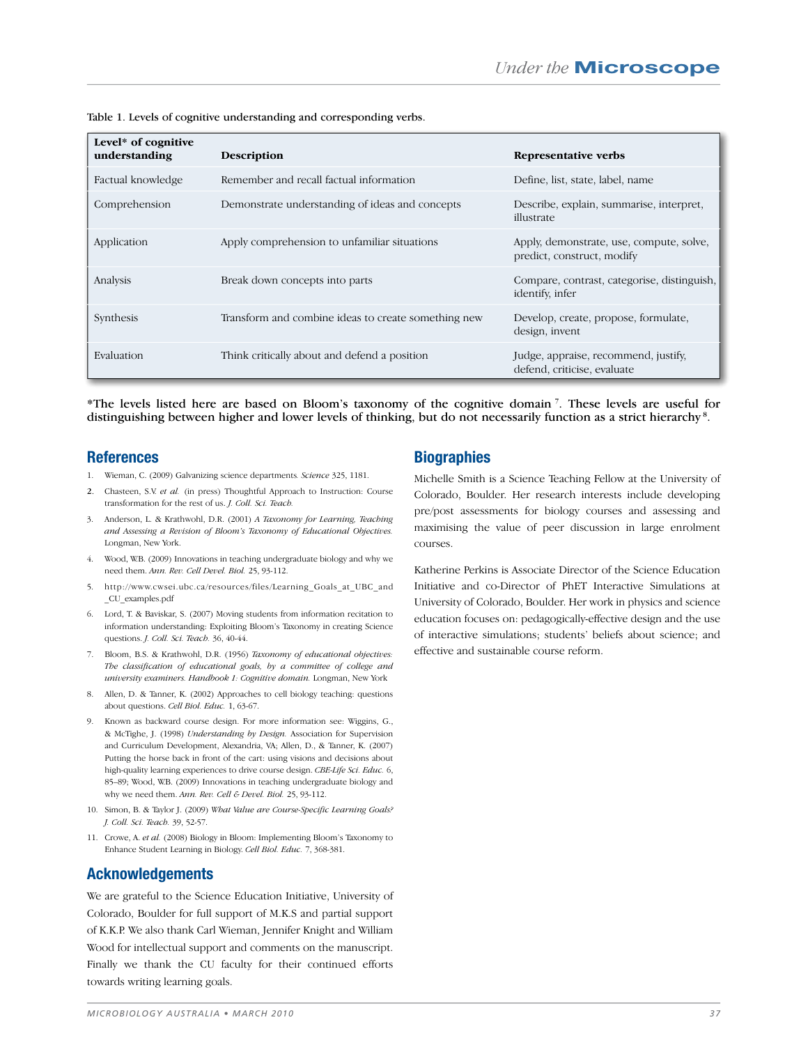Table 1. Levels of cognitive understanding and corresponding verbs.

| Level* of cognitive understanding | Description | Representative verbs |
| --- | --- | --- |
| Factual knowledge | Remember and recall factual information | Define, list, state, label, name |
| Comprehension | Demonstrate understanding of ideas and concepts | Describe, explain, summarise, interpret, illustrate |
| Application | Apply comprehension to unfamiliar situations | Apply, demonstrate, use, compute, solve, predict, construct, modify |
| Analysis | Break down concepts into parts | Compare, contrast, categorise, distinguish, identify, infer |
| Synthesis | Transform and combine ideas to create something new | Develop, create, propose, formulate, design, invent |
| Evaluation | Think critically about and defend a position | Judge, appraise, recommend, justify, defend, criticise, evaluate |

*The levels listed here are based on Bloom's taxonomy of the cognitive domain [7]. These levels are useful for distinguishing between higher and lower levels of thinking, but do not necessarily function as a strict hierarchy [8].

## References

1. Wieman, C. (2009) Galvanizing science departments. *Science* 325, 1181.
2. Chasteen, S.V. *et al.* (in press) Thoughtful Approach to Instruction: Course transformation for the rest of us. *J. Coll. Sci. Teach.*
3. Anderson, L. & Krathwohl, D.R. (2001) *A Taxonomy for Learning, Teaching and Assessing a Revision of Bloom's Taxonomy of Educational Objectives.* Longman, New York.
4. Wood, W.B. (2009) Innovations in teaching undergraduate biology and why we need them. *Ann. Rev. Cell Devel. Biol.* 25, 93-112.
5. http://www.cwsei.ubc.ca/resources/files/Learning_Goals_at_UBC_and_CU_examples.pdf
6. Lord, T. & Baviskar, S. (2007) Moving students from information recitation to information understanding: Exploiting Bloom's Taxonomy in creating Science questions. *J. Coll. Sci. Teach.* 36, 40-44.
7. Bloom, B.S. & Krathwohl, D.R. (1956) *Taxonomy of educational objectives: The classification of educational goals, by a committee of college and university examiners. Handbook 1: Cognitive domain.* Longman, New York
8. Allen, D. & Tanner, K. (2002) Approaches to cell biology teaching: questions about questions. *Cell Biol. Educ.* 1, 63-67.
9. Known as backward course design. For more information see: Wiggins, G., & McTighe, J. (1998) *Understanding by Design.* Association for Supervision and Curriculum Development, Alexandria, VA; Allen, D., & Tanner, K. (2007) Putting the horse back in front of the cart: using visions and decisions about high-quality learning experiences to drive course design. *CBE-Life Sci. Educ.* 6, 85–89; Wood, W.B. (2009) Innovations in teaching undergraduate biology and why we need them. *Ann. Rev. Cell & Devel. Biol.* 25, 93-112.
10. Simon, B. & Taylor J. (2009) *What Value are Course-Specific Learning Goals? J. Coll. Sci. Teach.* 39, 52-57.
11. Crowe, A. *et al.* (2008) Biology in Bloom: Implementing Bloom's Taxonomy to Enhance Student Learning in Biology. *Cell Biol. Educ.* 7, 368-381.

## Acknowledgements

We are grateful to the Science Education Initiative, University of Colorado, Boulder for full support of M.K.S and partial support of K.K.P. We also thank Carl Wieman, Jennifer Knight and William Wood for intellectual support and comments on the manuscript. Finally we thank the CU faculty for their continued efforts towards writing learning goals.

## Biographies

Michelle Smith is a Science Teaching Fellow at the University of Colorado, Boulder. Her research interests include developing pre/post assessments for biology courses and assessing and maximising the value of peer discussion in large enrolment courses.

Katherine Perkins is Associate Director of the Science Education Initiative and co-Director of PhET Interactive Simulations at University of Colorado, Boulder. Her work in physics and science education focuses on: pedagogically-effective design and the use of interactive simulations; students' beliefs about science; and effective and sustainable course reform.